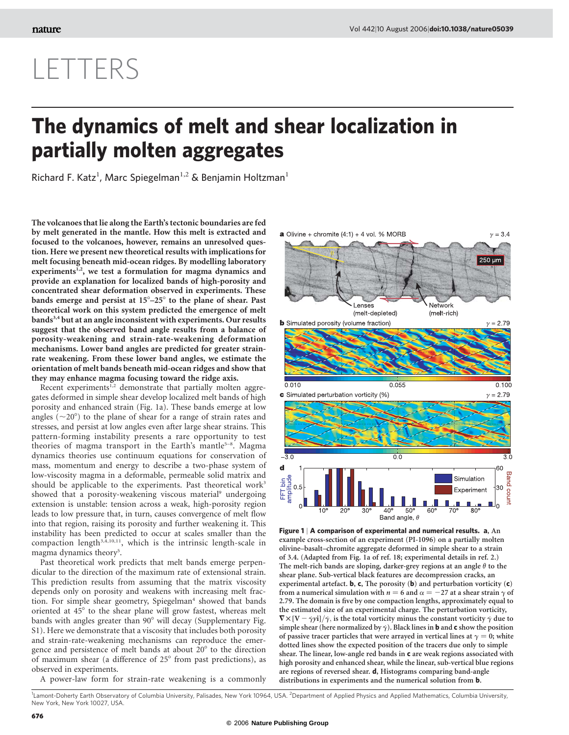# LETTERS

# The dynamics of melt and shear localization in partially molten aggregates

Richard F. Katz[1], Marc Spiegelman[1,2] & Benjamin Holtzman[1]

**The volcanoes that lie along the Earth's tectonic boundaries are fed by melt generated in the mantle. How this melt is extracted and focused to the volcanoes, however, remains an unresolved question. Here we present new theoretical results with implications for melt focusing beneath mid-ocean ridges. By modelling laboratory experiments[1,2], we test a formulation for magma dynamics and provide an explanation for localized bands of high-porosity and concentrated shear deformation observed in experiments. These bands emerge and persist at 15°–25° to the plane of shear. Past theoretical work on this system predicted the emergence of melt bands[3,4] but at an angle inconsistent with experiments. Our results suggest that the observed band angle results from a balance of porosity-weakening and strain-rate-weakening deformation mechanisms. Lower band angles are predicted for greater strain-rate weakening. From these lower band angles, we estimate the orientation of melt bands beneath mid-ocean ridges and show that they may enhance magma focusing toward the ridge axis.**

Recent experiments[1,2] demonstrate that partially molten aggregates deformed in simple shear develop localized melt bands of high porosity and enhanced strain (Fig. 1a). These bands emerge at low angles (~20°) to the plane of shear for a range of strain rates and stresses, and persist at low angles even after large shear strains. This pattern-forming instability presents a rare opportunity to test theories of magma transport in the Earth's mantle[5–8]. Magma dynamics theories use continuum equations for conservation of mass, momentum and energy to describe a two-phase system of low-viscosity magma in a deformable, permeable solid matrix and should be applicable to the experiments. Past theoretical work[3] showed that a porosity-weakening viscous material[9] undergoing extension is unstable: tension across a weak, high-porosity region leads to low pressure that, in turn, causes convergence of melt flow into that region, raising its porosity and further weakening it. This instability has been predicted to occur at scales smaller than the compaction length[3,4,10,11], which is the intrinsic length-scale in magma dynamics theory[5].

Past theoretical work predicts that melt bands emerge perpendicular to the direction of the maximum rate of extensional strain. This prediction results from assuming that the matrix viscosity depends only on porosity and weakens with increasing melt fraction. For simple shear geometry, Spiegelman[4] showed that bands oriented at 45° to the shear plane will grow fastest, whereas melt bands with angles greater than 90° will decay (Supplementary Fig. S1). Here we demonstrate that a viscosity that includes both porosity and strain-rate-weakening mechanisms can reproduce the emergence and persistence of melt bands at about 20° to the direction of maximum shear (a difference of 25° from past predictions), as observed in experiments.

A power-law form for strain-rate weakening is a commonly

**Figure 1 | A comparison of experimental and numerical results. a**, An example cross-section of an experiment (PI-1096) on a partially molten olivine–basalt–chromite aggregate deformed in simple shear to a strain of 3.4. (Adapted from Fig. 1a of ref. 18; experimental details in ref. 2.) The melt-rich bands are sloping, darker-grey regions at an angle $\theta$ to the shear plane. Sub-vertical black features are decompression cracks, an experimental artefact. **b**, **c**, The porosity (**b**) and perturbation vorticity (**c**) from a numerical simulation with $n = 6$ and $\alpha = -27$ at a shear strain $\gamma$ of 2.79. The domain is five by one compaction lengths, approximately equal to the estimated size of an experimental charge. The perturbation vorticity, $\nabla \times [\mathbf{V} - \dot{\gamma} y \mathbf{i}]/\dot{\gamma}$, is the total vorticity minus the constant vorticity $\dot{\gamma}$ due to simple shear (here normalized by $\dot{\gamma}$). Black lines in **b** and **c** show the position of passive tracer particles that were arrayed in vertical lines at $\gamma = 0$; white dotted lines show the expected position of the tracers due only to simple shear. The linear, low-angle red bands in **c** are weak regions associated with high porosity and enhanced shear, while the linear, sub-vertical blue regions are regions of reversed shear. **d**, Histograms comparing band-angle distributions in experiments and the numerical solution from **b**.

[1]Lamont-Doherty Earth Observatory of Columbia University, Palisades, New York 10964, USA. [2]Department of Applied Physics and Applied Mathematics, Columbia University, New York, New York 10027, USA.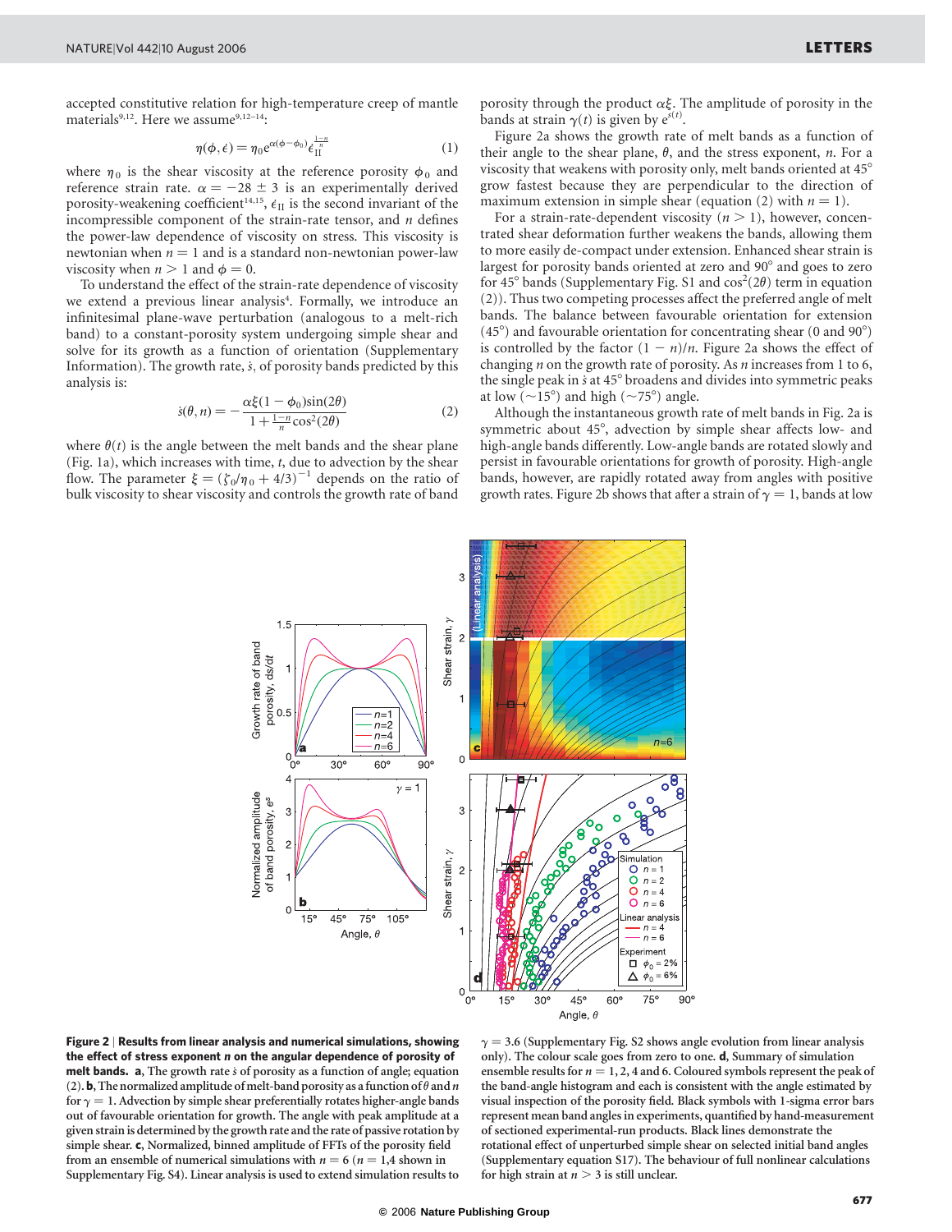accepted constitutive relation for high-temperature creep of mantle materials[9,12]. Here we assume[9,12–14]:

$$\eta(\phi,\epsilon) = \eta_0 e^{\alpha(\phi-\phi_0)} \dot{\epsilon}_{\mathrm{II}}^{\frac{1-n}{n}} \tag{1}$$

where $\eta_0$ is the shear viscosity at the reference porosity $\phi_0$ and reference strain rate. $\alpha = -28 \pm 3$ is an experimentally derived porosity-weakening coefficient[14,15], $\epsilon_{\mathrm{II}}$ is the second invariant of the incompressible component of the strain-rate tensor, and $n$ defines the power-law dependence of viscosity on stress. This viscosity is newtonian when $n = 1$ and is a standard non-newtonian power-law viscosity when $n > 1$ and $\phi = 0$.

To understand the effect of the strain-rate dependence of viscosity we extend a previous linear analysis[4]. Formally, we introduce an infinitesimal plane-wave perturbation (analogous to a melt-rich band) to a constant-porosity system undergoing simple shear and solve for its growth as a function of orientation (Supplementary Information). The growth rate, $\dot{s}$, of porosity bands predicted by this analysis is:

$$\dot{s}(\theta,n) = -\frac{\alpha\xi(1-\phi_0)\sin(2\theta)}{1+\frac{1-n}{n}\cos^2(2\theta)} \tag{2}$$

where $\theta(t)$ is the angle between the melt bands and the shear plane (Fig. 1a), which increases with time, $t$, due to advection by the shear flow. The parameter $\xi = (\zeta_0/\eta_0 + 4/3)^{-1}$ depends on the ratio of bulk viscosity to shear viscosity and controls the growth rate of band porosity through the product $\alpha\xi$. The amplitude of porosity in the bands at strain $\gamma(t)$ is given by $e^{s(t)}$.

Figure 2a shows the growth rate of melt bands as a function of their angle to the shear plane, $\theta$, and the stress exponent, $n$. For a viscosity that weakens with porosity only, melt bands oriented at 45° grow fastest because they are perpendicular to the direction of maximum extension in simple shear (equation (2) with $n = 1$).

For a strain-rate-dependent viscosity ($n > 1$), however, concentrated shear deformation further weakens the bands, allowing them to more easily de-compact under extension. Enhanced shear strain is largest for porosity bands oriented at zero and 90° and goes to zero for 45° bands (Supplementary Fig. S1 and $\cos^2(2\theta)$ term in equation (2)). Thus two competing processes affect the preferred angle of melt bands. The balance between favourable orientation for extension (45°) and favourable orientation for concentrating shear (0 and 90°) is controlled by the factor $(1 - n)/n$. Figure 2a shows the effect of changing $n$ on the growth rate of porosity. As $n$ increases from 1 to 6, the single peak in $\dot{s}$ at 45° broadens and divides into symmetric peaks at low (~15°) and high (~75°) angle.

Although the instantaneous growth rate of melt bands in Fig. 2a is symmetric about 45°, advection by simple shear affects low- and high-angle bands differently. Low-angle bands are rotated slowly and persist in favourable orientations for growth of porosity. High-angle bands, however, are rapidly rotated away from angles with positive growth rates. Figure 2b shows that after a strain of $\gamma = 1$, bands at low

**Figure 2 | Results from linear analysis and numerical simulations, showing the effect of stress exponent $n$ on the angular dependence of porosity of melt bands.** **a**, The growth rate $\dot{s}$ of porosity as a function of angle; equation (2). **b**, The normalized amplitude of melt-band porosity as a function of $\theta$ and $n$ for $\gamma = 1$. Advection by simple shear preferentially rotates higher-angle bands out of favourable orientation for growth. The angle with peak amplitude at a given strain is determined by the growth rate and the rate of passive rotation by simple shear. **c**, Normalized, binned amplitude of FFTs of the porosity field from an ensemble of numerical simulations with $n = 6$ ($n = 1,4$ shown in Supplementary Fig. S4). Linear analysis is used to extend simulation results to $\gamma = 3.6$ (Supplementary Fig. S2 shows angle evolution from linear analysis only). The colour scale goes from zero to one. **d**, Summary of simulation ensemble results for $n = 1, 2, 4$ and 6. Coloured symbols represent the peak of the band-angle histogram and each is consistent with the angle estimated by visual inspection of the porosity field. Black symbols with 1-sigma error bars represent mean band angles in experiments, quantified by hand-measurement of sectioned experimental-run products. Black lines demonstrate the rotational effect of unperturbed simple shear on selected initial band angles (Supplementary equation S17). The behaviour of full nonlinear calculations for high strain at $n > 3$ is still unclear.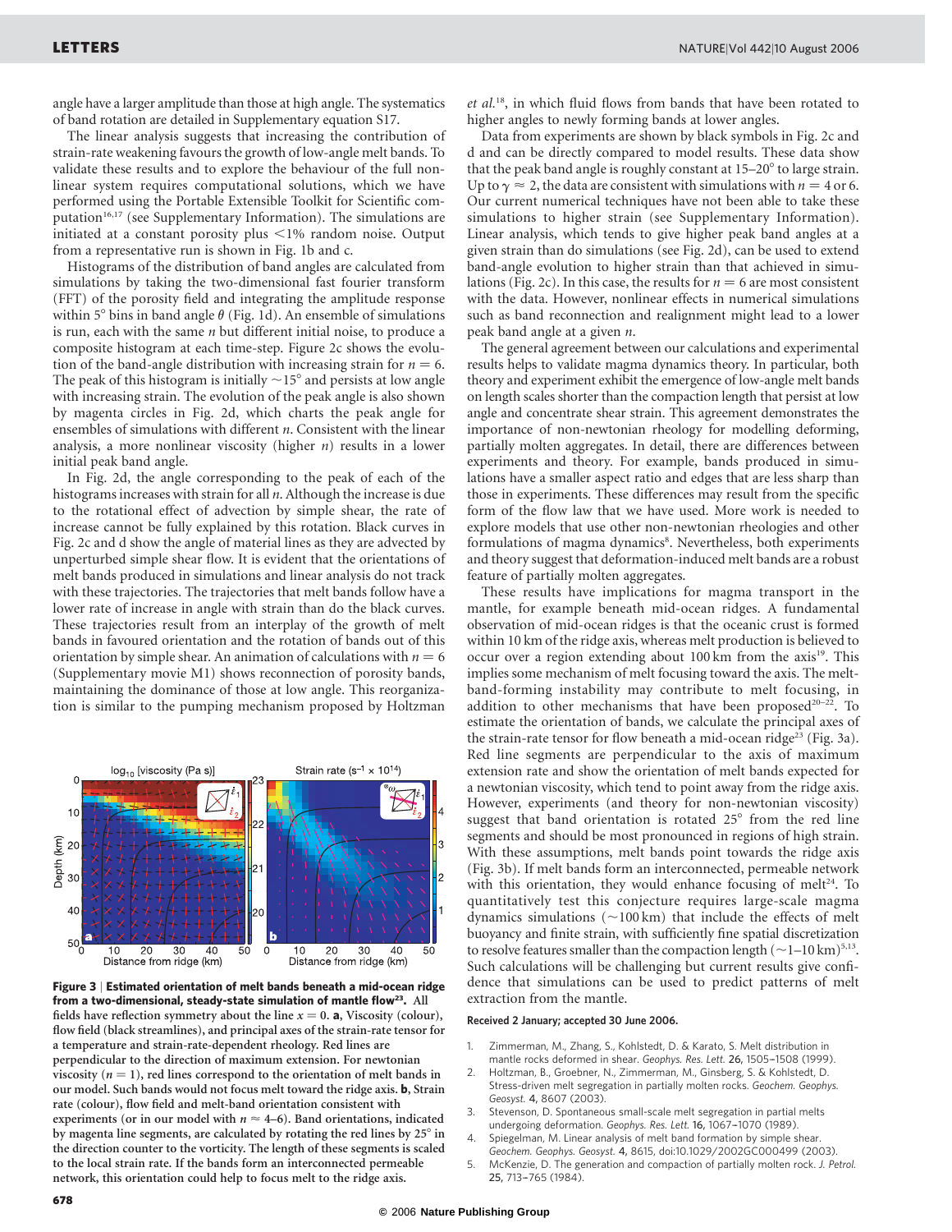angle have a larger amplitude than those at high angle. The systematics of band rotation are detailed in Supplementary equation S17.

The linear analysis suggests that increasing the contribution of strain-rate weakening favours the growth of low-angle melt bands. To validate these results and to explore the behaviour of the full nonlinear system requires computational solutions, which we have performed using the Portable Extensible Toolkit for Scientific computation[16,17] (see Supplementary Information). The simulations are initiated at a constant porosity plus <1% random noise. Output from a representative run is shown in Fig. 1b and c.

Histograms of the distribution of band angles are calculated from simulations by taking the two-dimensional fast fourier transform (FFT) of the porosity field and integrating the amplitude response within 5° bins in band angle $\theta$ (Fig. 1d). An ensemble of simulations is run, each with the same $n$ but different initial noise, to produce a composite histogram at each time-step. Figure 2c shows the evolution of the band-angle distribution with increasing strain for $n = 6$. The peak of this histogram is initially ~15° and persists at low angle with increasing strain. The evolution of the peak angle is also shown by magenta circles in Fig. 2d, which charts the peak angle for ensembles of simulations with different $n$. Consistent with the linear analysis, a more nonlinear viscosity (higher $n$) results in a lower initial peak band angle.

In Fig. 2d, the angle corresponding to the peak of each of the histograms increases with strain for all $n$. Although the increase is due to the rotational effect of advection by simple shear, the rate of increase cannot be fully explained by this rotation. Black curves in Fig. 2c and d show the angle of material lines as they are advected by unperturbed simple shear flow. It is evident that the orientations of melt bands produced in simulations and linear analysis do not track with these trajectories. The trajectories that melt bands follow have a lower rate of increase in angle with strain than do the black curves. These trajectories result from an interplay of the growth of melt bands in favoured orientation and the rotation of bands out of this orientation by simple shear. An animation of calculations with $n = 6$ (Supplementary movie M1) shows reconnection of porosity bands, maintaining the dominance of those at low angle. This reorganization is similar to the pumping mechanism proposed by Holtzman *et al.*[18], in which fluid flows from bands that have been rotated to higher angles to newly forming bands at lower angles.

Data from experiments are shown by black symbols in Fig. 2c and d and can be directly compared to model results. These data show that the peak band angle is roughly constant at 15–20° to large strain. Up to $\gamma \approx 2$, the data are consistent with simulations with $n = 4$ or 6. Our current numerical techniques have not been able to take these simulations to higher strain (see Supplementary Information). Linear analysis, which tends to give higher peak band angles at a given strain than do simulations (see Fig. 2d), can be used to extend band-angle evolution to higher strain than that achieved in simulations (Fig. 2c). In this case, the results for $n = 6$ are most consistent with the data. However, nonlinear effects in numerical simulations such as band reconnection and realignment might lead to a lower peak band angle at a given $n$.

The general agreement between our calculations and experimental results helps to validate magma dynamics theory. In particular, both theory and experiment exhibit the emergence of low-angle melt bands on length scales shorter than the compaction length that persist at low angle and concentrate shear strain. This agreement demonstrates the importance of non-newtonian rheology for modelling deforming, partially molten aggregates. In detail, there are differences between experiments and theory. For example, bands produced in simulations have a smaller aspect ratio and edges that are less sharp than those in experiments. These differences may result from the specific form of the flow law that we have used. More work is needed to explore models that use other non-newtonian rheologies and other formulations of magma dynamics[8]. Nevertheless, both experiments and theory suggest that deformation-induced melt bands are a robust feature of partially molten aggregates.

These results have implications for magma transport in the mantle, for example beneath mid-ocean ridges. A fundamental observation of mid-ocean ridges is that the oceanic crust is formed within 10 km of the ridge axis, whereas melt production is believed to occur over a region extending about 100 km from the axis[19]. This implies some mechanism of melt focusing toward the axis. The melt-band-forming instability may contribute to melt focusing, in addition to other mechanisms that have been proposed[20–22]. To estimate the orientation of bands, we calculate the principal axes of the strain-rate tensor for flow beneath a mid-ocean ridge[23] (Fig. 3a). Red line segments are perpendicular to the axis of maximum extension rate and show the orientation of melt bands expected for a newtonian viscosity, which tend to point away from the ridge axis. However, experiments (and theory for non-newtonian viscosity) suggest that band orientation is rotated 25° from the red line segments and should be most pronounced in regions of high strain. With these assumptions, melt bands point towards the ridge axis (Fig. 3b). If melt bands form an interconnected, permeable network with this orientation, they would enhance focusing of melt[24]. To quantitatively test this conjecture requires large-scale magma dynamics simulations (~100 km) that include the effects of melt buoyancy and finite strain, with sufficiently fine spatial discretization to resolve features smaller than the compaction length (~1–10 km)[5,13]. Such calculations will be challenging but current results give confidence that simulations can be used to predict patterns of melt extraction from the mantle.

**Figure 3 | Estimated orientation of melt bands beneath a mid-ocean ridge from a two-dimensional, steady-state simulation of mantle flow[23].** All fields have reflection symmetry about the line $x = 0$. **a**, Viscosity (colour), flow field (black streamlines), and principal axes of the strain-rate tensor for a temperature and strain-rate-dependent rheology. Red lines are perpendicular to the direction of maximum extension. For newtonian viscosity ($n = 1$), red lines correspond to the orientation of melt bands in our model. Such bands would not focus melt toward the ridge axis. **b**, Strain rate (colour), flow field and melt-band orientation consistent with experiments (or in our model with $n \approx 4$–6). Band orientations, indicated by magenta line segments, are calculated by rotating the red lines by 25° in the direction counter to the vorticity. The length of these segments is scaled to the local strain rate. If the bands form an interconnected permeable network, this orientation could help to focus melt to the ridge axis.

**Received 2 January; accepted 30 June 2006.**

1. Zimmerman, M., Zhang, S., Kohlstedt, D. & Karato, S. Melt distribution in mantle rocks deformed in shear. *Geophys. Res. Lett.* **26**, 1505–1508 (1999).
2. Holtzman, B., Groebner, N., Zimmerman, M., Ginsberg, S. & Kohlstedt, D. Stress-driven melt segregation in partially molten rocks. *Geochem. Geophys. Geosyst.* **4**, 8607 (2003).
3. Stevenson, D. Spontaneous small-scale melt segregation in partial melts undergoing deformation. *Geophys. Res. Lett.* **16**, 1067–1070 (1989).
4. Spiegelman, M. Linear analysis of melt band formation by simple shear. *Geochem. Geophys. Geosyst.* **4**, 8615, doi:10.1029/2002GC000499 (2003).
5. McKenzie, D. The generation and compaction of partially molten rock. *J. Petrol.* **25**, 713–765 (1984).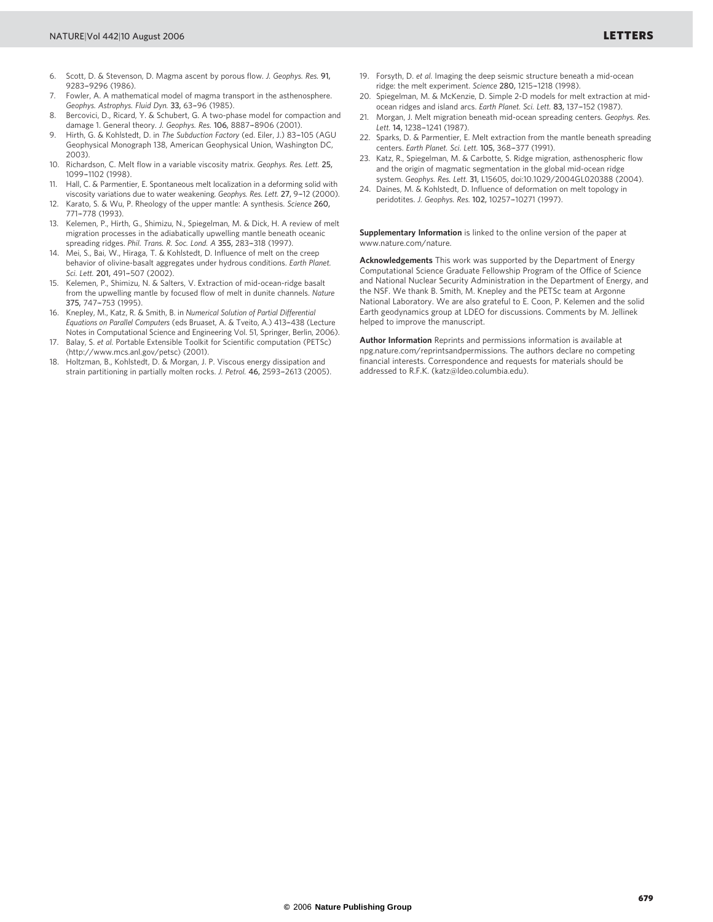6. Scott, D. & Stevenson, D. Magma ascent by porous flow. *J. Geophys. Res.* **91,** 9283–9296 (1986).
7. Fowler, A. A mathematical model of magma transport in the asthenosphere. *Geophys. Astrophys. Fluid Dyn.* **33,** 63–96 (1985).
8. Bercovici, D., Ricard, Y. & Schubert, G. A two-phase model for compaction and damage 1. General theory. *J. Geophys. Res.* **106,** 8887–8906 (2001).
9. Hirth, G. & Kohlstedt, D. in *The Subduction Factory* (ed. Eiler, J.) 83–105 (AGU Geophysical Monograph 138, American Geophysical Union, Washington DC, 2003).
10. Richardson, C. Melt flow in a variable viscosity matrix. *Geophys. Res. Lett.* **25,** 1099–1102 (1998).
11. Hall, C. & Parmentier, E. Spontaneous melt localization in a deforming solid with viscosity variations due to water weakening. *Geophys. Res. Lett.* **27,** 9–12 (2000).
12. Karato, S. & Wu, P. Rheology of the upper mantle: A synthesis. *Science* **260,** 771–778 (1993).
13. Kelemen, P., Hirth, G., Shimizu, N., Spiegelman, M. & Dick, H. A review of melt migration processes in the adiabatically upwelling mantle beneath oceanic spreading ridges. *Phil. Trans. R. Soc. Lond. A* **355,** 283–318 (1997).
14. Mei, S., Bai, W., Hiraga, T. & Kohlstedt, D. Influence of melt on the creep behavior of olivine-basalt aggregates under hydrous conditions. *Earth Planet. Sci. Lett.* **201,** 491–507 (2002).
15. Kelemen, P., Shimizu, N. & Salters, V. Extraction of mid-ocean-ridge basalt from the upwelling mantle by focused flow of melt in dunite channels. *Nature* **375,** 747–753 (1995).
16. Knepley, M., Katz, R. & Smith, B. in *Numerical Solution of Partial Differential Equations on Parallel Computers* (eds Bruaset, A. & Tveito, A.) 413–438 (Lecture Notes in Computational Science and Engineering Vol. 51, Springer, Berlin, 2006).
17. Balay, S. *et al.* Portable Extensible Toolkit for Scientific computation (PETSc) ⟨http://www.mcs.anl.gov/petsc⟩ (2001).
18. Holtzman, B., Kohlstedt, D. & Morgan, J. P. Viscous energy dissipation and strain partitioning in partially molten rocks. *J. Petrol.* **46,** 2593–2613 (2005).
19. Forsyth, D. *et al.* Imaging the deep seismic structure beneath a mid-ocean ridge: the melt experiment. *Science* **280,** 1215–1218 (1998).
20. Spiegelman, M. & McKenzie, D. Simple 2-D models for melt extraction at mid-ocean ridges and island arcs. *Earth Planet. Sci. Lett.* **83,** 137–152 (1987).
21. Morgan, J. Melt migration beneath mid-ocean spreading centers. *Geophys. Res. Lett.* **14,** 1238–1241 (1987).
22. Sparks, D. & Parmentier, E. Melt extraction from the mantle beneath spreading centers. *Earth Planet. Sci. Lett.* **105,** 368–377 (1991).
23. Katz, R., Spiegelman, M. & Carbotte, S. Ridge migration, asthenospheric flow and the origin of magmatic segmentation in the global mid-ocean ridge system. *Geophys. Res. Lett.* **31,** L15605, doi:10.1029/2004GL020388 (2004).
24. Daines, M. & Kohlstedt, D. Influence of deformation on melt topology in peridotites. *J. Geophys. Res.* **102,** 10257–10271 (1997).

**Supplementary Information** is linked to the online version of the paper at www.nature.com/nature.

**Acknowledgements** This work was supported by the Department of Energy Computational Science Graduate Fellowship Program of the Office of Science and National Nuclear Security Administration in the Department of Energy, and the NSF. We thank B. Smith, M. Knepley and the PETSc team at Argonne National Laboratory. We are also grateful to E. Coon, P. Kelemen and the solid Earth geodynamics group at LDEO for discussions. Comments by M. Jellinek helped to improve the manuscript.

**Author Information** Reprints and permissions information is available at npg.nature.com/reprintsandpermissions. The authors declare no competing financial interests. Correspondence and requests for materials should be addressed to R.F.K. (katz@ldeo.columbia.edu).